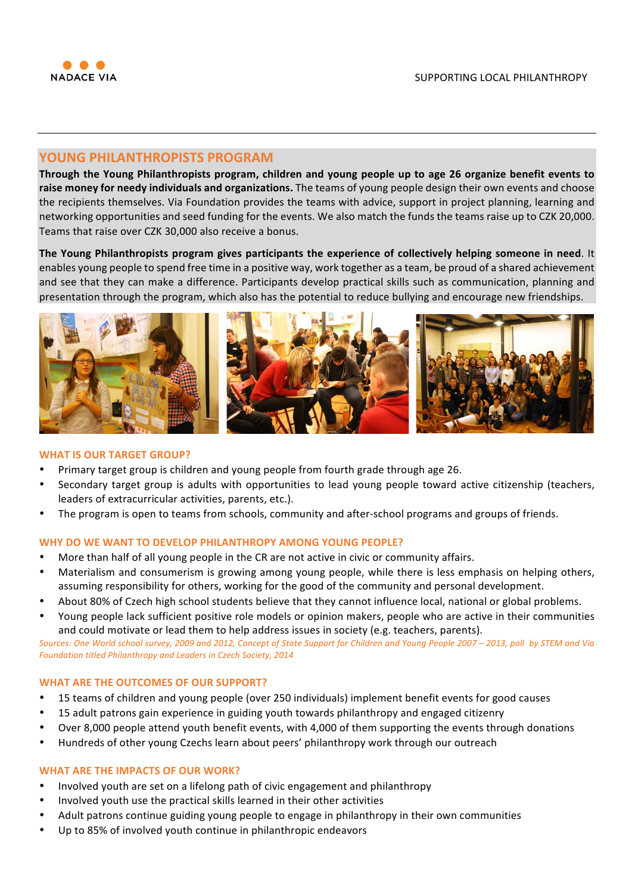NADACE VIA

SUPPORTING LOCAL PHILANTHROPY

## YOUNG PHILANTHROPISTS PROGRAM

**Through the Young Philanthropists program, children and young people up to age 26 organize benefit events to raise money for needy individuals and organizations.** The teams of young people design their own events and choose the recipients themselves. Via Foundation provides the teams with advice, support in project planning, learning and networking opportunities and seed funding for the events. We also match the funds the teams raise up to CZK 20,000. Teams that raise over CZK 30,000 also receive a bonus.

**The Young Philanthropists program gives participants the experience of collectively helping someone in need**. It enables young people to spend free time in a positive way, work together as a team, be proud of a shared achievement and see that they can make a difference. Participants develop practical skills such as communication, planning and presentation through the program, which also has the potential to reduce bullying and encourage new friendships.

### WHAT IS OUR TARGET GROUP?

- Primary target group is children and young people from fourth grade through age 26.
- Secondary target group is adults with opportunities to lead young people toward active citizenship (teachers, leaders of extracurricular activities, parents, etc.).
- The program is open to teams from schools, community and after-school programs and groups of friends.

### WHY DO WE WANT TO DEVELOP PHILANTHROPY AMONG YOUNG PEOPLE?

- More than half of all young people in the CR are not active in civic or community affairs.
- Materialism and consumerism is growing among young people, while there is less emphasis on helping others, assuming responsibility for others, working for the good of the community and personal development.
- About 80% of Czech high school students believe that they cannot influence local, national or global problems.
- Young people lack sufficient positive role models or opinion makers, people who are active in their communities and could motivate or lead them to help address issues in society (e.g. teachers, parents).

*Sources: One World school survey, 2009 and 2012, Concept of State Support for Children and Young People 2007 – 2013, poll by STEM and Via Foundation titled Philanthropy and Leaders in Czech Society, 2014*

### WHAT ARE THE OUTCOMES OF OUR SUPPORT?

- 15 teams of children and young people (over 250 individuals) implement benefit events for good causes
- 15 adult patrons gain experience in guiding youth towards philanthropy and engaged citizenry
- Over 8,000 people attend youth benefit events, with 4,000 of them supporting the events through donations
- Hundreds of other young Czechs learn about peers' philanthropy work through our outreach

### WHAT ARE THE IMPACTS OF OUR WORK?

- Involved youth are set on a lifelong path of civic engagement and philanthropy
- Involved youth use the practical skills learned in their other activities
- Adult patrons continue guiding young people to engage in philanthropy in their own communities
- Up to 85% of involved youth continue in philanthropic endeavors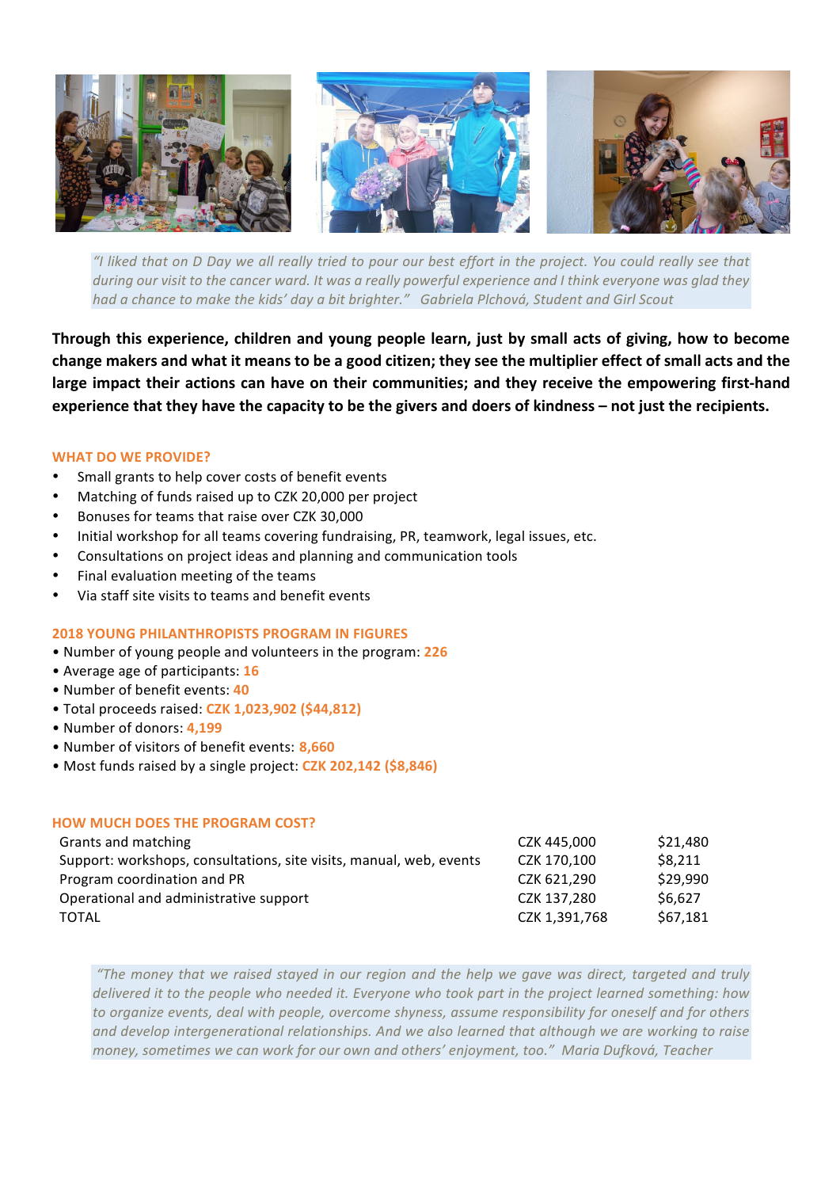*"I liked that on D Day we all really tried to pour our best effort in the project. You could really see that during our visit to the cancer ward. It was a really powerful experience and I think everyone was glad they had a chance to make the kids' day a bit brighter." Gabriela Plchová, Student and Girl Scout*

**Through this experience, children and young people learn, just by small acts of giving, how to become change makers and what it means to be a good citizen; they see the multiplier effect of small acts and the large impact their actions can have on their communities; and they receive the empowering first-hand experience that they have the capacity to be the givers and doers of kindness – not just the recipients.**

## WHAT DO WE PROVIDE?

- Small grants to help cover costs of benefit events
- Matching of funds raised up to CZK 20,000 per project
- Bonuses for teams that raise over CZK 30,000
- Initial workshop for all teams covering fundraising, PR, teamwork, legal issues, etc.
- Consultations on project ideas and planning and communication tools
- Final evaluation meeting of the teams
- Via staff site visits to teams and benefit events

## 2018 YOUNG PHILANTHROPISTS PROGRAM IN FIGURES

- Number of young people and volunteers in the program: **226**
- Average age of participants: **16**
- Number of benefit events: **40**
- Total proceeds raised: **CZK 1,023,902 ($44,812)**
- Number of donors: **4,199**
- Number of visitors of benefit events: **8,660**
- Most funds raised by a single project: **CZK 202,142 ($8,846)**

## HOW MUCH DOES THE PROGRAM COST?

| | | |
|---|---|---|
| Grants and matching | CZK 445,000 | $21,480 |
| Support: workshops, consultations, site visits, manual, web, events | CZK 170,100 | $8,211 |
| Program coordination and PR | CZK 621,290 | $29,990 |
| Operational and administrative support | CZK 137,280 | $6,627 |
| TOTAL | CZK 1,391,768 | $67,181 |

*"The money that we raised stayed in our region and the help we gave was direct, targeted and truly delivered it to the people who needed it. Everyone who took part in the project learned something: how to organize events, deal with people, overcome shyness, assume responsibility for oneself and for others and develop intergenerational relationships. And we also learned that although we are working to raise money, sometimes we can work for our own and others' enjoyment, too." Maria Dufková, Teacher*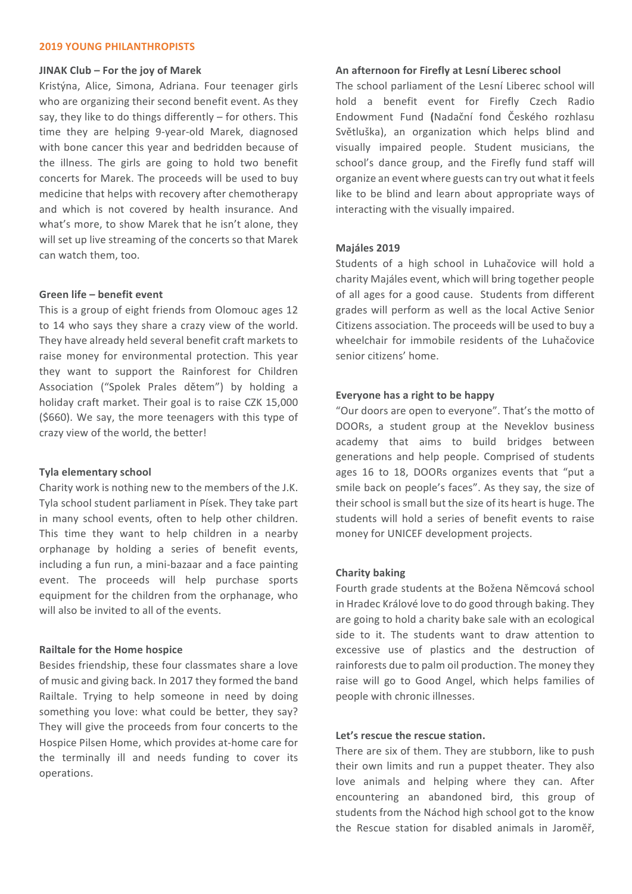## 2019 YOUNG PHILANTHROPISTS

### JINAK Club – For the joy of Marek

Kristýna, Alice, Simona, Adriana. Four teenager girls who are organizing their second benefit event. As they say, they like to do things differently – for others. This time they are helping 9-year-old Marek, diagnosed with bone cancer this year and bedridden because of the illness. The girls are going to hold two benefit concerts for Marek. The proceeds will be used to buy medicine that helps with recovery after chemotherapy and which is not covered by health insurance. And what's more, to show Marek that he isn't alone, they will set up live streaming of the concerts so that Marek can watch them, too.

### Green life – benefit event

This is a group of eight friends from Olomouc ages 12 to 14 who says they share a crazy view of the world. They have already held several benefit craft markets to raise money for environmental protection. This year they want to support the Rainforest for Children Association ("Spolek Prales dětem") by holding a holiday craft market. Their goal is to raise CZK 15,000 ($660). We say, the more teenagers with this type of crazy view of the world, the better!

### Tyla elementary school

Charity work is nothing new to the members of the J.K. Tyla school student parliament in Písek. They take part in many school events, often to help other children. This time they want to help children in a nearby orphanage by holding a series of benefit events, including a fun run, a mini-bazaar and a face painting event. The proceeds will help purchase sports equipment for the children from the orphanage, who will also be invited to all of the events.

### Railtale for the Home hospice

Besides friendship, these four classmates share a love of music and giving back. In 2017 they formed the band Railtale. Trying to help someone in need by doing something you love: what could be better, they say? They will give the proceeds from four concerts to the Hospice Pilsen Home, which provides at-home care for the terminally ill and needs funding to cover its operations.

### An afternoon for Firefly at Lesní Liberec school

The school parliament of the Lesní Liberec school will hold a benefit event for Firefly Czech Radio Endowment Fund **(**Nadační fond Českého rozhlasu Světluška), an organization which helps blind and visually impaired people. Student musicians, the school's dance group, and the Firefly fund staff will organize an event where guests can try out what it feels like to be blind and learn about appropriate ways of interacting with the visually impaired.

### Majáles 2019

Students of a high school in Luhačovice will hold a charity Majáles event, which will bring together people of all ages for a good cause. Students from different grades will perform as well as the local Active Senior Citizens association. The proceeds will be used to buy a wheelchair for immobile residents of the Luhačovice senior citizens' home.

### Everyone has a right to be happy

"Our doors are open to everyone". That's the motto of DOORs, a student group at the Neveklov business academy that aims to build bridges between generations and help people. Comprised of students ages 16 to 18, DOORs organizes events that "put a smile back on people's faces". As they say, the size of their school is small but the size of its heart is huge. The students will hold a series of benefit events to raise money for UNICEF development projects.

### Charity baking

Fourth grade students at the Božena Němcová school in Hradec Králové love to do good through baking. They are going to hold a charity bake sale with an ecological side to it. The students want to draw attention to excessive use of plastics and the destruction of rainforests due to palm oil production. The money they raise will go to Good Angel, which helps families of people with chronic illnesses.

### Let's rescue the rescue station.

There are six of them. They are stubborn, like to push their own limits and run a puppet theater. They also love animals and helping where they can. After encountering an abandoned bird, this group of students from the Náchod high school got to the know the Rescue station for disabled animals in Jaroměř,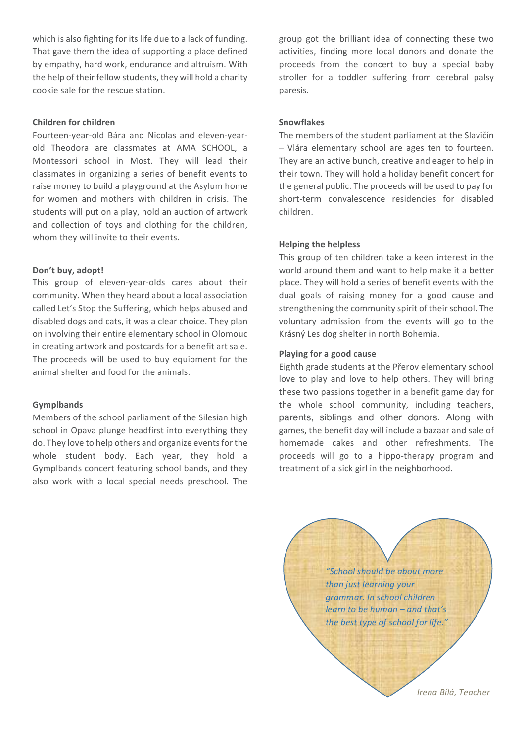which is also fighting for its life due to a lack of funding. That gave them the idea of supporting a place defined by empathy, hard work, endurance and altruism. With the help of their fellow students, they will hold a charity cookie sale for the rescue station.

**Children for children**

Fourteen-year-old Bára and Nicolas and eleven-year-old Theodora are classmates at AMA SCHOOL, a Montessori school in Most. They will lead their classmates in organizing a series of benefit events to raise money to build a playground at the Asylum home for women and mothers with children in crisis. The students will put on a play, hold an auction of artwork and collection of toys and clothing for the children, whom they will invite to their events.

**Don't buy, adopt!**

This group of eleven-year-olds cares about their community. When they heard about a local association called Let's Stop the Suffering, which helps abused and disabled dogs and cats, it was a clear choice. They plan on involving their entire elementary school in Olomouc in creating artwork and postcards for a benefit art sale. The proceeds will be used to buy equipment for the animal shelter and food for the animals.

**Gymplbands**

Members of the school parliament of the Silesian high school in Opava plunge headfirst into everything they do. They love to help others and organize events for the whole student body. Each year, they hold a Gymplbands concert featuring school bands, and they also work with a local special needs preschool. The group got the brilliant idea of connecting these two activities, finding more local donors and donate the proceeds from the concert to buy a special baby stroller for a toddler suffering from cerebral palsy paresis.

**Snowflakes**

The members of the student parliament at the Slavičín – Vlára elementary school are ages ten to fourteen. They are an active bunch, creative and eager to help in their town. They will hold a holiday benefit concert for the general public. The proceeds will be used to pay for short-term convalescence residencies for disabled children.

**Helping the helpless**

This group of ten children take a keen interest in the world around them and want to help make it a better place. They will hold a series of benefit events with the dual goals of raising money for a good cause and strengthening the community spirit of their school. The voluntary admission from the events will go to the Krásný Les dog shelter in north Bohemia.

**Playing for a good cause**

Eighth grade students at the Přerov elementary school love to play and love to help others. They will bring these two passions together in a benefit game day for the whole school community, including teachers, parents, siblings and other donors. Along with games, the benefit day will include a bazaar and sale of homemade cakes and other refreshments. The proceeds will go to a hippo-therapy program and treatment of a sick girl in the neighborhood.

*"School should be about more than just learning your grammar. In school children learn to be human – and that's the best type of school for life."*

*Irena Bílá, Teacher*